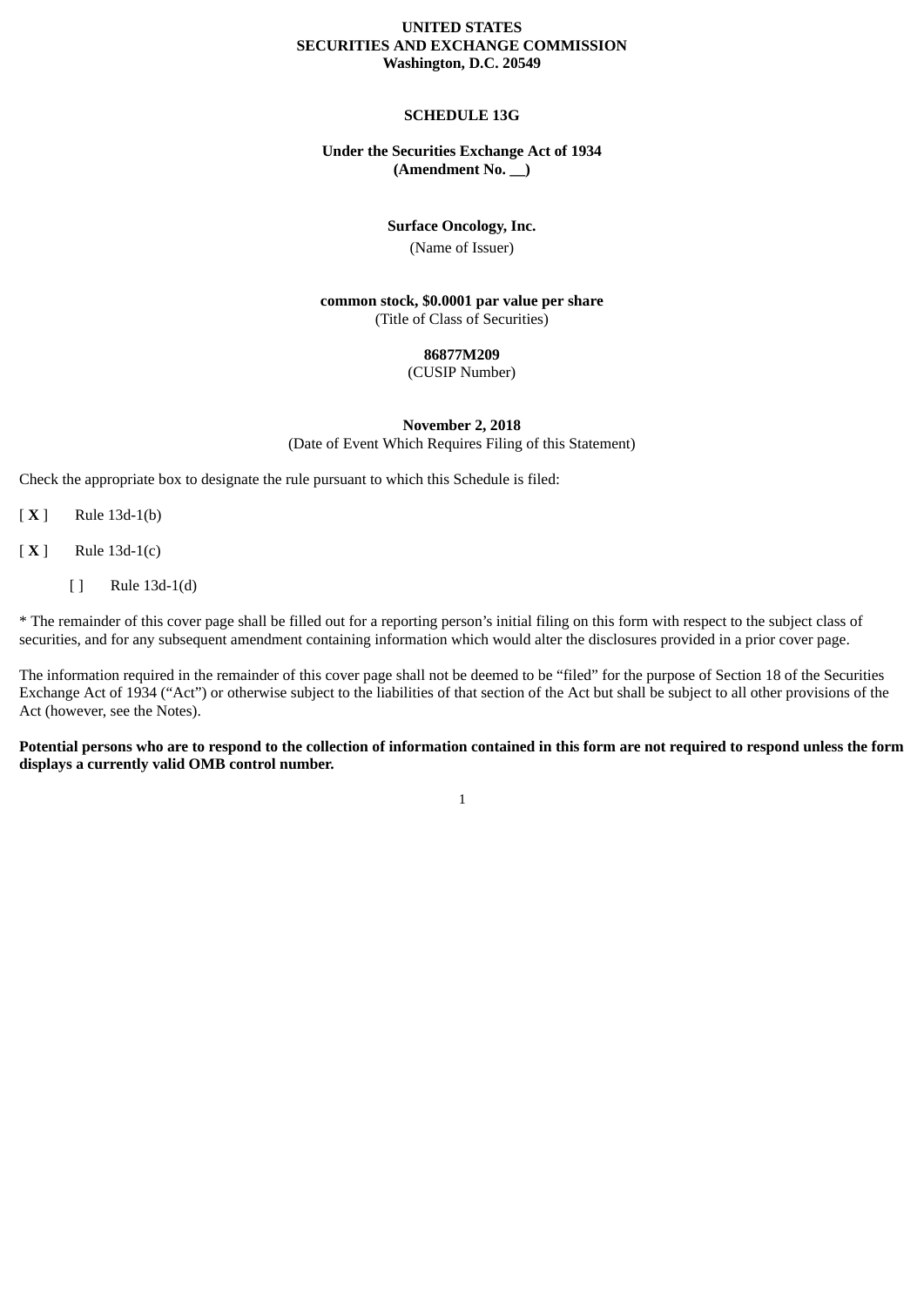**UNITED STATES**
**SECURITIES AND EXCHANGE COMMISSION**
**Washington, D.C. 20549**

# SCHEDULE 13G

**Under the Securities Exchange Act of 1934**
**(Amendment No. __)**

**Surface Oncology, Inc.**
(Name of Issuer)

**common stock, $0.0001 par value per share**
(Title of Class of Securities)

**86877M209**
(CUSIP Number)

**November 2, 2018**
(Date of Event Which Requires Filing of this Statement)

Check the appropriate box to designate the rule pursuant to which this Schedule is filed:

[ **X** ] Rule 13d-1(b)

[ **X** ] Rule 13d-1(c)

[ ] Rule 13d-1(d)

* The remainder of this cover page shall be filled out for a reporting person's initial filing on this form with respect to the subject class of securities, and for any subsequent amendment containing information which would alter the disclosures provided in a prior cover page.

The information required in the remainder of this cover page shall not be deemed to be "filed" for the purpose of Section 18 of the Securities Exchange Act of 1934 ("Act") or otherwise subject to the liabilities of that section of the Act but shall be subject to all other provisions of the Act (however, see the Notes).

**Potential persons who are to respond to the collection of information contained in this form are not required to respond unless the form displays a currently valid OMB control number.**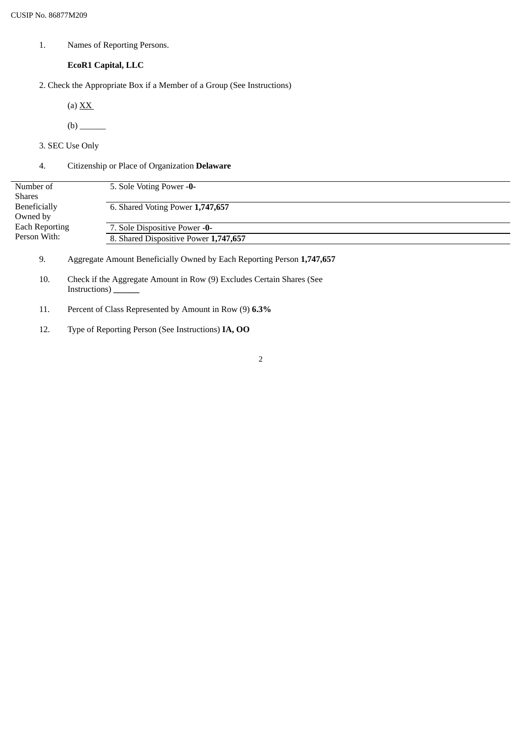CUSIP No. 86877M209

1. Names of Reporting Persons.

   **EcoR1 Capital, LLC**

2. Check the Appropriate Box if a Member of a Group (See Instructions)

   (a) XX

   (b) ______

3. SEC Use Only

4. Citizenship or Place of Organization **Delaware**

| | |
|---|---|
| Number of Shares Beneficially Owned by Each Reporting Person With: | 5. Sole Voting Power **-0-** |
| | 6. Shared Voting Power **1,747,657** |
| | 7. Sole Dispositive Power **-0-** |
| | 8. Shared Dispositive Power **1,747,657** |

9. Aggregate Amount Beneficially Owned by Each Reporting Person **1,747,657**

10. Check if the Aggregate Amount in Row (9) Excludes Certain Shares (See Instructions) ______

11. Percent of Class Represented by Amount in Row (9) **6.3%**

12. Type of Reporting Person (See Instructions) **IA, OO**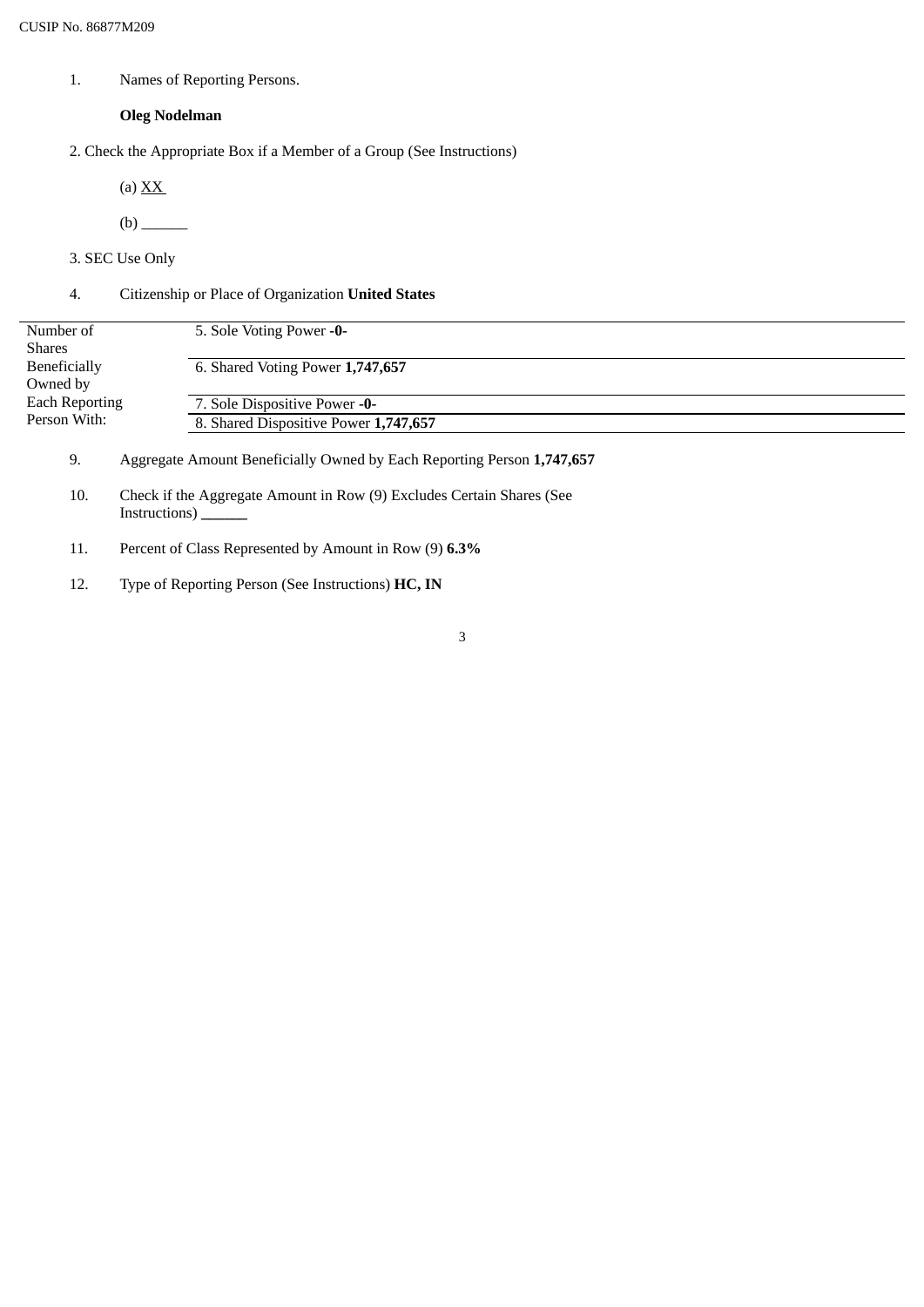CUSIP No. 86877M209

1. Names of Reporting Persons.

**Oleg Nodelman**

2. Check the Appropriate Box if a Member of a Group (See Instructions)

(a) XX

(b) ______

3. SEC Use Only

4. Citizenship or Place of Organization **United States**

| | |
|---|---|
| Number of Shares Beneficially Owned by Each Reporting Person With: | 5. Sole Voting Power **-0-** |
| | 6. Shared Voting Power **1,747,657** |
| | 7. Sole Dispositive Power **-0-** |
| | 8. Shared Dispositive Power **1,747,657** |

9. Aggregate Amount Beneficially Owned by Each Reporting Person **1,747,657**

10. Check if the Aggregate Amount in Row (9) Excludes Certain Shares (See Instructions) ______

11. Percent of Class Represented by Amount in Row (9) **6.3%**

12. Type of Reporting Person (See Instructions) **HC, IN**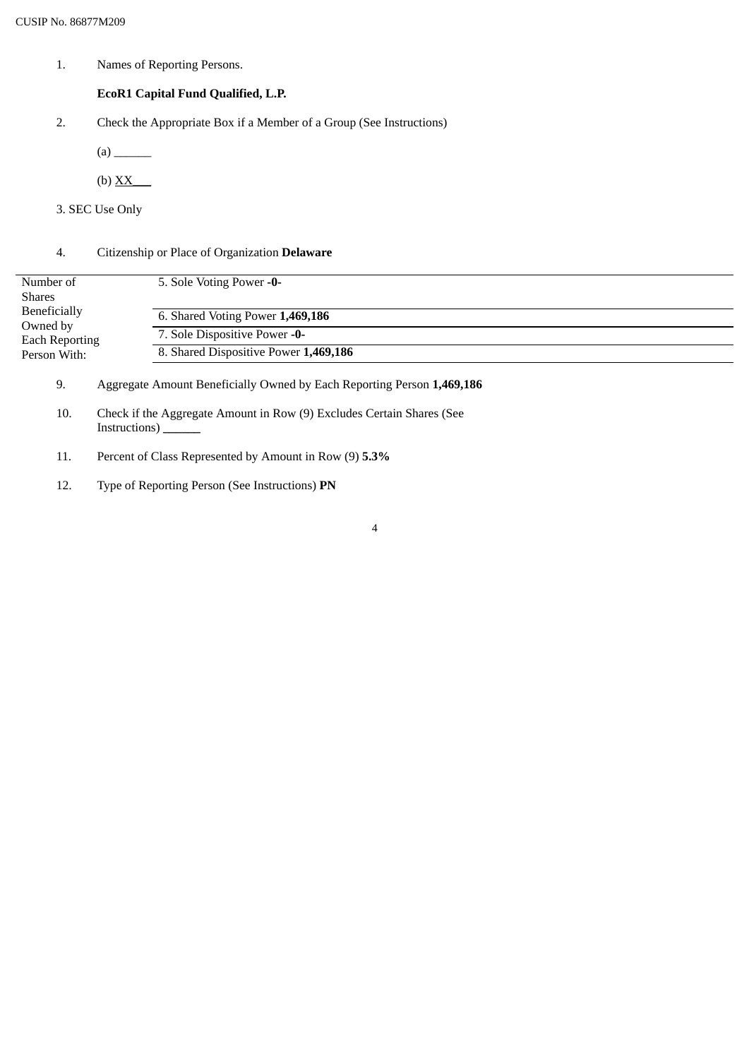CUSIP No. 86877M209

1. Names of Reporting Persons.

   **EcoR1 Capital Fund Qualified, L.P.**

2. Check the Appropriate Box if a Member of a Group (See Instructions)

   (a) ______

   (b) XX___

3. SEC Use Only

4. Citizenship or Place of Organization **Delaware**

| Number of Shares Beneficially Owned by Each Reporting Person With: | |
|---|---|
| | 5. Sole Voting Power **-0-** |
| | 6. Shared Voting Power **1,469,186** |
| | 7. Sole Dispositive Power **-0-** |
| | 8. Shared Dispositive Power **1,469,186** |

9. Aggregate Amount Beneficially Owned by Each Reporting Person **1,469,186**

10. Check if the Aggregate Amount in Row (9) Excludes Certain Shares (See Instructions) ______

11. Percent of Class Represented by Amount in Row (9) **5.3%**

12. Type of Reporting Person (See Instructions) **PN**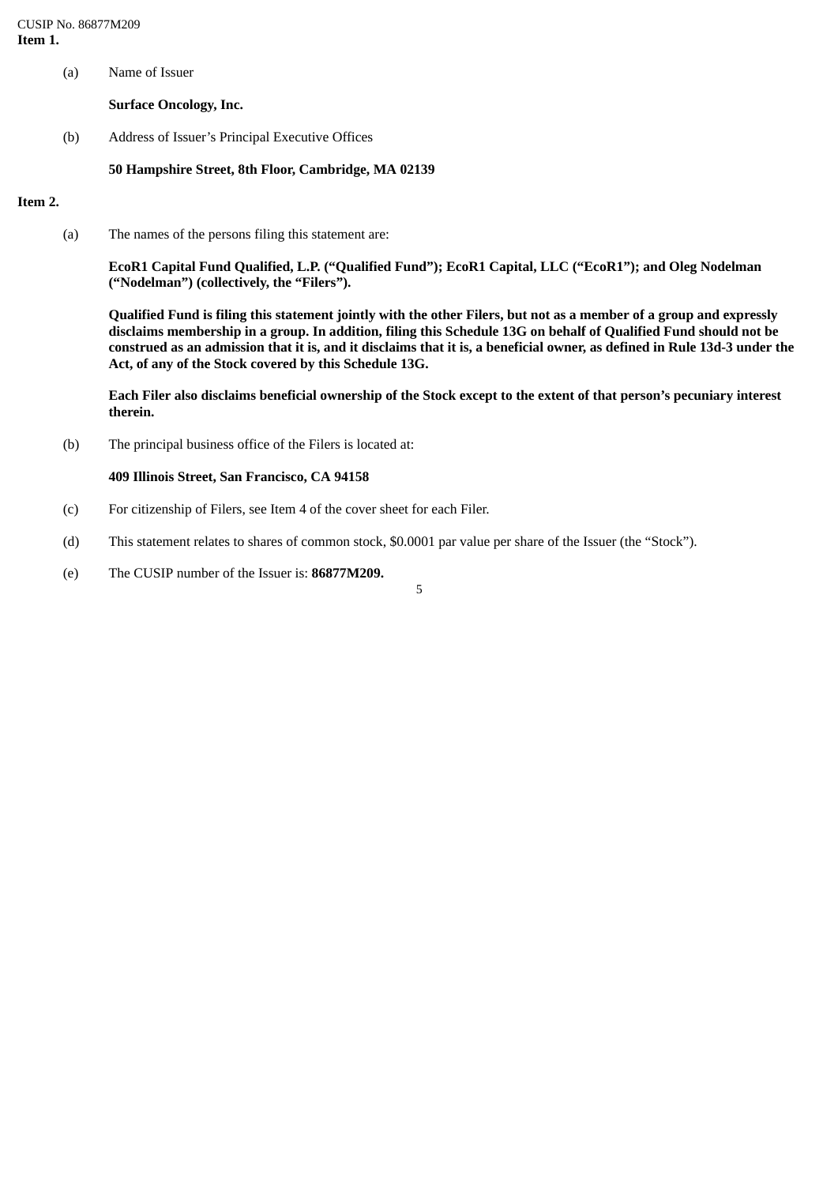CUSIP No. 86877M209

**Item 1.**

(a) Name of Issuer

**Surface Oncology, Inc.**

(b) Address of Issuer’s Principal Executive Offices

**50 Hampshire Street, 8th Floor, Cambridge, MA 02139**

**Item 2.**

(a) The names of the persons filing this statement are:

**EcoR1 Capital Fund Qualified, L.P. (“Qualified Fund”); EcoR1 Capital, LLC (“EcoR1”); and Oleg Nodelman (“Nodelman”) (collectively, the “Filers”).**

**Qualified Fund is filing this statement jointly with the other Filers, but not as a member of a group and expressly disclaims membership in a group. In addition, filing this Schedule 13G on behalf of Qualified Fund should not be construed as an admission that it is, and it disclaims that it is, a beneficial owner, as defined in Rule 13d-3 under the Act, of any of the Stock covered by this Schedule 13G.**

**Each Filer also disclaims beneficial ownership of the Stock except to the extent of that person’s pecuniary interest therein.**

(b) The principal business office of the Filers is located at:

**409 Illinois Street, San Francisco, CA 94158**

(c) For citizenship of Filers, see Item 4 of the cover sheet for each Filer.

(d) This statement relates to shares of common stock, $0.0001 par value per share of the Issuer (the “Stock”).

(e) The CUSIP number of the Issuer is: **86877M209.**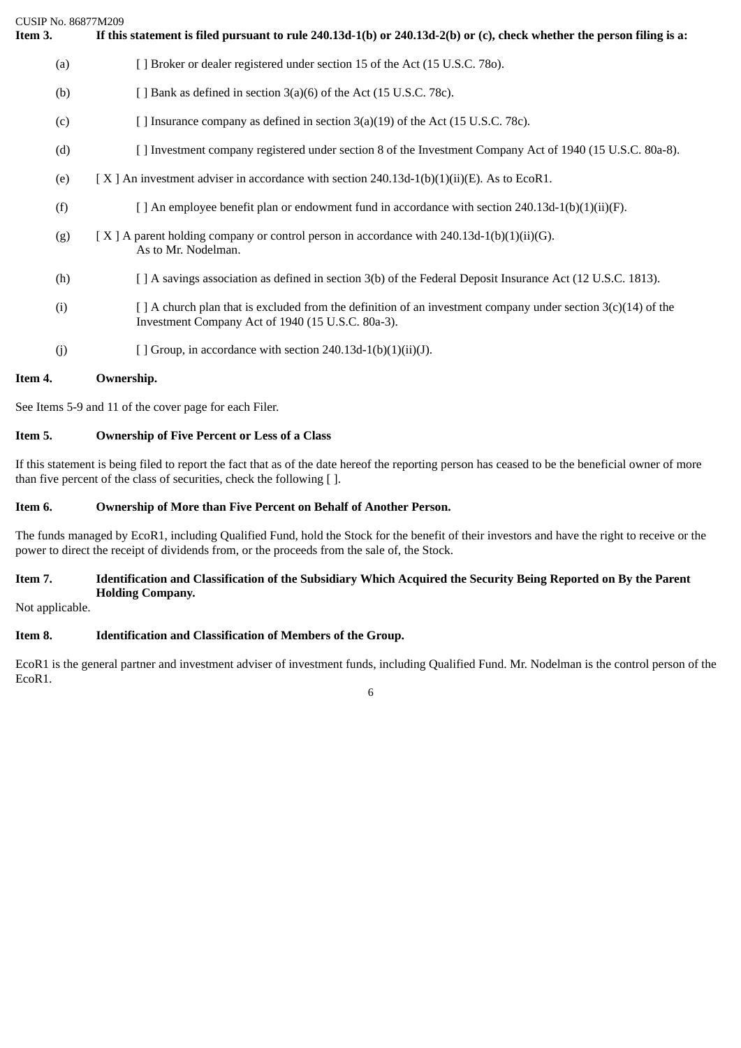CUSIP No. 86877M209

**Item 3. If this statement is filed pursuant to rule 240.13d-1(b) or 240.13d-2(b) or (c), check whether the person filing is a:**

(a) [ ] Broker or dealer registered under section 15 of the Act (15 U.S.C. 78o).

(b) [ ] Bank as defined in section 3(a)(6) of the Act (15 U.S.C. 78c).

(c) [ ] Insurance company as defined in section 3(a)(19) of the Act (15 U.S.C. 78c).

(d) [ ] Investment company registered under section 8 of the Investment Company Act of 1940 (15 U.S.C. 80a-8).

(e) [ X ] An investment adviser in accordance with section 240.13d-1(b)(1)(ii)(E). As to EcoR1.

(f) [ ] An employee benefit plan or endowment fund in accordance with section 240.13d-1(b)(1)(ii)(F).

(g) [ X ] A parent holding company or control person in accordance with 240.13d-1(b)(1)(ii)(G). As to Mr. Nodelman.

(h) [ ] A savings association as defined in section 3(b) of the Federal Deposit Insurance Act (12 U.S.C. 1813).

(i) [ ] A church plan that is excluded from the definition of an investment company under section 3(c)(14) of the Investment Company Act of 1940 (15 U.S.C. 80a-3).

(j) [ ] Group, in accordance with section 240.13d-1(b)(1)(ii)(J).

**Item 4. Ownership.**

See Items 5-9 and 11 of the cover page for each Filer.

**Item 5. Ownership of Five Percent or Less of a Class**

If this statement is being filed to report the fact that as of the date hereof the reporting person has ceased to be the beneficial owner of more than five percent of the class of securities, check the following [ ].

**Item 6. Ownership of More than Five Percent on Behalf of Another Person.**

The funds managed by EcoR1, including Qualified Fund, hold the Stock for the benefit of their investors and have the right to receive or the power to direct the receipt of dividends from, or the proceeds from the sale of, the Stock.

**Item 7. Identification and Classification of the Subsidiary Which Acquired the Security Being Reported on By the Parent Holding Company.**

Not applicable.

**Item 8. Identification and Classification of Members of the Group.**

EcoR1 is the general partner and investment adviser of investment funds, including Qualified Fund. Mr. Nodelman is the control person of the EcoR1.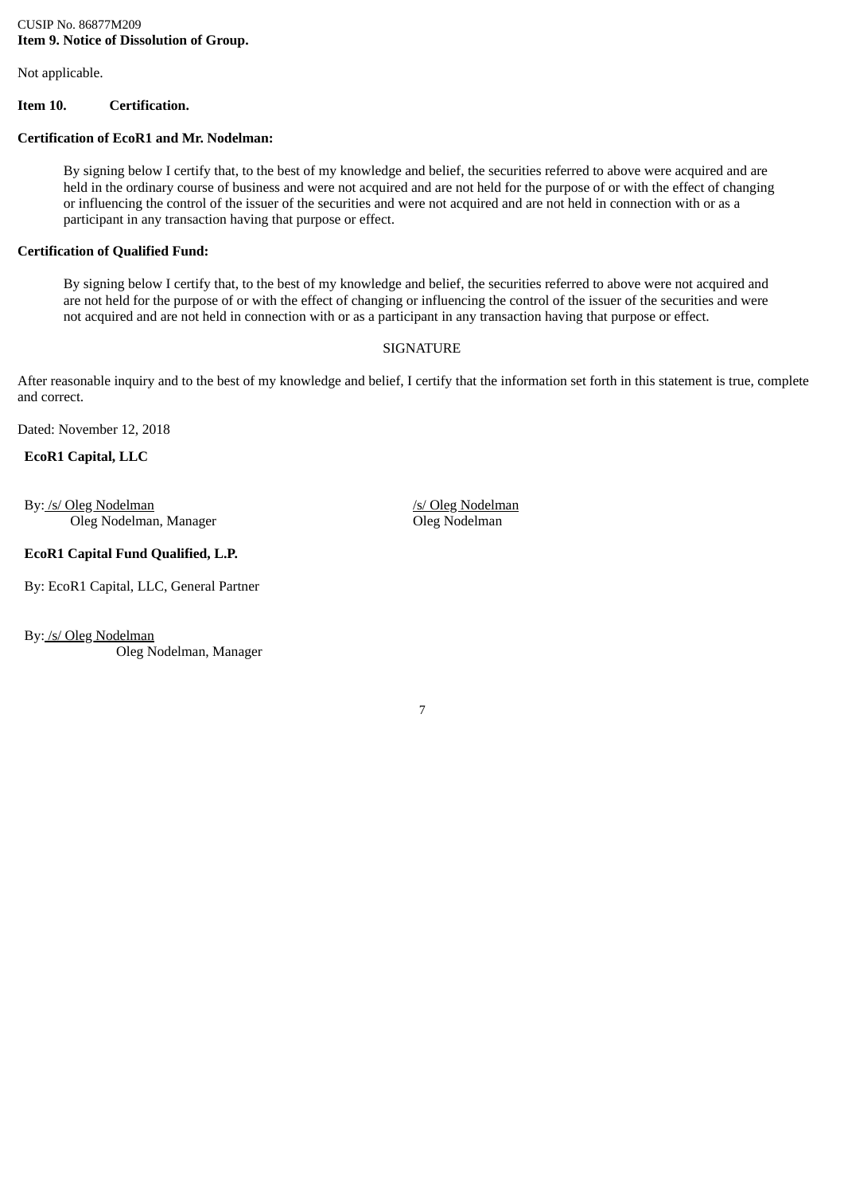CUSIP No. 86877M209

**Item 9. Notice of Dissolution of Group.**

Not applicable.

**Item 10. Certification.**

**Certification of EcoR1 and Mr. Nodelman:**

By signing below I certify that, to the best of my knowledge and belief, the securities referred to above were acquired and are held in the ordinary course of business and were not acquired and are not held for the purpose of or with the effect of changing or influencing the control of the issuer of the securities and were not acquired and are not held in connection with or as a participant in any transaction having that purpose or effect.

**Certification of Qualified Fund:**

By signing below I certify that, to the best of my knowledge and belief, the securities referred to above were not acquired and are not held for the purpose of or with the effect of changing or influencing the control of the issuer of the securities and were not acquired and are not held in connection with or as a participant in any transaction having that purpose or effect.

SIGNATURE

After reasonable inquiry and to the best of my knowledge and belief, I certify that the information set forth in this statement is true, complete and correct.

Dated: November 12, 2018

**EcoR1 Capital, LLC**

By: /s/ Oleg Nodelman
Oleg Nodelman, Manager

/s/ Oleg Nodelman
Oleg Nodelman

**EcoR1 Capital Fund Qualified, L.P.**

By: EcoR1 Capital, LLC, General Partner

By: /s/ Oleg Nodelman
Oleg Nodelman, Manager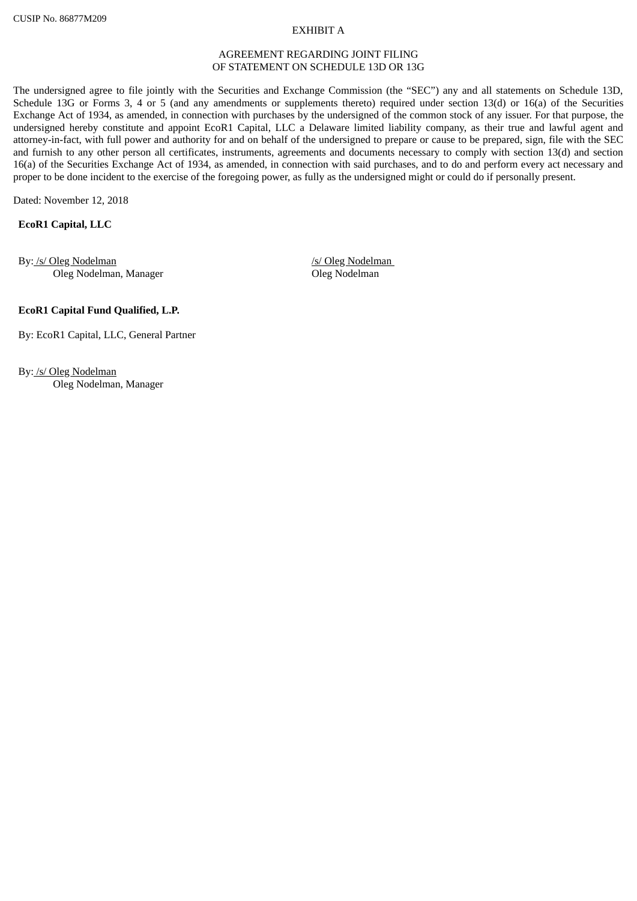CUSIP No. 86877M209

EXHIBIT A

AGREEMENT REGARDING JOINT FILING
OF STATEMENT ON SCHEDULE 13D OR 13G

The undersigned agree to file jointly with the Securities and Exchange Commission (the "SEC") any and all statements on Schedule 13D, Schedule 13G or Forms 3, 4 or 5 (and any amendments or supplements thereto) required under section 13(d) or 16(a) of the Securities Exchange Act of 1934, as amended, in connection with purchases by the undersigned of the common stock of any issuer. For that purpose, the undersigned hereby constitute and appoint EcoR1 Capital, LLC a Delaware limited liability company, as their true and lawful agent and attorney-in-fact, with full power and authority for and on behalf of the undersigned to prepare or cause to be prepared, sign, file with the SEC and furnish to any other person all certificates, instruments, agreements and documents necessary to comply with section 13(d) and section 16(a) of the Securities Exchange Act of 1934, as amended, in connection with said purchases, and to do and perform every act necessary and proper to be done incident to the exercise of the foregoing power, as fully as the undersigned might or could do if personally present.

Dated: November 12, 2018

**EcoR1 Capital, LLC**

By: /s/ Oleg Nodelman
Oleg Nodelman, Manager

/s/ Oleg Nodelman
Oleg Nodelman

**EcoR1 Capital Fund Qualified, L.P.**

By: EcoR1 Capital, LLC, General Partner

By: /s/ Oleg Nodelman
Oleg Nodelman, Manager